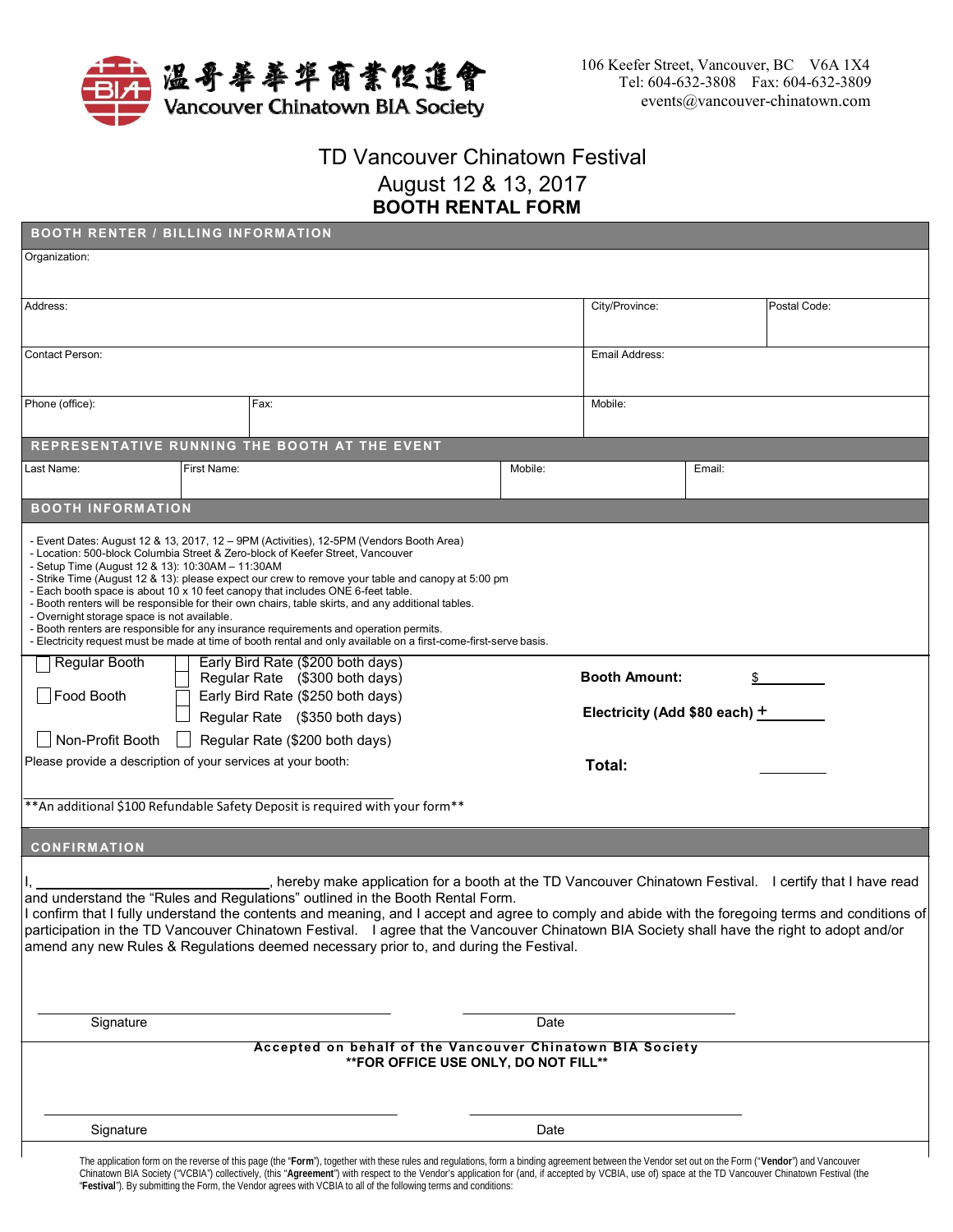温哥華華埠商業促進會
Vancouver Chinatown BIA Society

106 Keefer Street, Vancouver, BC V6A 1X4
Tel: 604-632-3808 Fax: 604-632-3809
events@vancouver-chinatown.com

# TD Vancouver Chinatown Festival
## August 12 & 13, 2017
## BOOTH RENTAL FORM

### BOOTH RENTER / BILLING INFORMATION

| Organization: | | | |
|---|---|---|---|
| Address: | | City/Province: | Postal Code: |
| Contact Person: | | Email Address: | |
| Phone (office): | Fax: | Mobile: | |

### REPRESENTATIVE RUNNING THE BOOTH AT THE EVENT

| Last Name: | First Name: | Mobile: | Email: |
|---|---|---|---|
| | | | |

### BOOTH INFORMATION

- Event Dates: August 12 & 13, 2017, 12 – 9PM (Activities), 12-5PM (Vendors Booth Area)
- Location: 500-block Columbia Street & Zero-block of Keefer Street, Vancouver
- Setup Time (August 12 & 13): 10:30AM – 11:30AM
- Strike Time (August 12 & 13): please expect our crew to remove your table and canopy at 5:00 pm
- Each booth space is about 10 x 10 feet canopy that includes ONE 6-feet table.
- Booth renters will be responsible for their own chairs, table skirts, and any additional tables.
- Overnight storage space is not available.
- Booth renters are responsible for any insurance requirements and operation permits.
- Electricity request must be made at time of booth rental and only available on a first-come-first-serve basis.

☐ Regular Booth ☐ Early Bird Rate ($200 both days)
☐ Regular Rate ($300 both days)

☐ Food Booth ☐ Early Bird Rate ($250 both days)
☐ Regular Rate ($350 both days)

☐ Non-Profit Booth ☐ Regular Rate ($200 both days)

**Booth Amount:** $________

**Electricity (Add $80 each)** + ________

**Total:** ________

Please provide a description of your services at your booth:

**An additional $100 Refundable Safety Deposit is required with your form**

### CONFIRMATION

I, ______________________, hereby make application for a booth at the TD Vancouver Chinatown Festival. I certify that I have read and understand the “Rules and Regulations” outlined in the Booth Rental Form.
I confirm that I fully understand the contents and meaning, and I accept and agree to comply and abide with the foregoing terms and conditions of participation in the TD Vancouver Chinatown Festival. I agree that the Vancouver Chinatown BIA Society shall have the right to adopt and/or amend any new Rules & Regulations deemed necessary prior to, and during the Festival.

Signature ______________________ Date ______________________

**Accepted on behalf of the Vancouver Chinatown BIA Society**
**FOR OFFICE USE ONLY, DO NOT FILL**

Signature ______________________ Date ______________________

The application form on the reverse of this page (the “**Form**”), together with these rules and regulations, form a binding agreement between the Vendor set out on the Form (“**Vendor**”) and Vancouver Chinatown BIA Society (“VCBIA”) collectively, (this “**Agreement**”) with respect to the Vendor’s application for (and, if accepted by VCBIA, use of) space at the TD Vancouver Chinatown Festival (the “**Festival**”). By submitting the Form, the Vendor agrees with VCBIA to all of the following terms and conditions: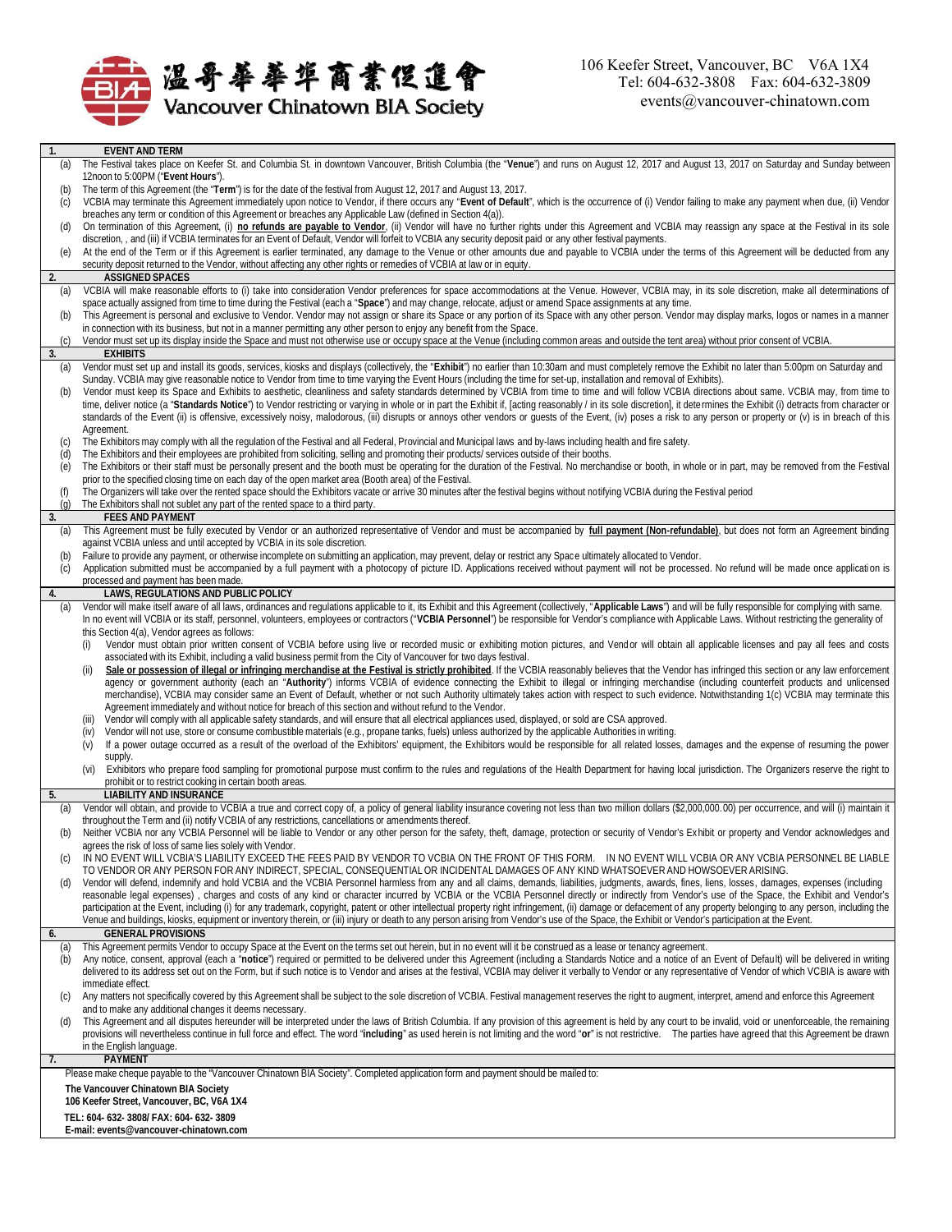温哥華華埠商業促進會
Vancouver Chinatown BIA Society

106 Keefer Street, Vancouver, BC V6A 1X4
Tel: 604-632-3808 Fax: 604-632-3809
events@vancouver-chinatown.com

## 1. EVENT AND TERM

(a) The Festival takes place on Keefer St. and Columbia St. in downtown Vancouver, British Columbia (the "**Venue**") and runs on August 12, 2017 and August 13, 2017 on Saturday and Sunday between 12noon to 5:00PM ("**Event Hours**").

(b) The term of this Agreement (the "**Term**") is for the date of the festival from August 12, 2017 and August 13, 2017.

(c) VCBIA may terminate this Agreement immediately upon notice to Vendor, if there occurs any "**Event of Default**", which is the occurrence of (i) Vendor failing to make any payment when due, (ii) Vendor breaches any term or condition of this Agreement or breaches any Applicable Law (defined in Section 4(a)).

(d) On termination of this Agreement, (i) **no refunds are payable to Vendor**, (ii) Vendor will have no further rights under this Agreement and VCBIA may reassign any space at the Festival in its sole discretion, , and (iii) if VCBIA terminates for an Event of Default, Vendor will forfeit to VCBIA any security deposit paid or any other festival payments.

(e) At the end of the Term or if this Agreement is earlier terminated, any damage to the Venue or other amounts due and payable to VCBIA under the terms of this Agreement will be deducted from any security deposit returned to the Vendor, without affecting any other rights or remedies of VCBIA at law or in equity.

## 2. ASSIGNED SPACES

(a) VCBIA will make reasonable efforts to (i) take into consideration Vendor preferences for space accommodations at the Venue. However, VCBIA may, in its sole discretion, make all determinations of space actually assigned from time to time during the Festival (each a "**Space**") and may change, relocate, adjust or amend Space assignments at any time.

(b) This Agreement is personal and exclusive to Vendor. Vendor may not assign or share its Space or any portion of its Space with any other person. Vendor may display marks, logos or names in a manner in connection with its business, but not in a manner permitting any other person to enjoy any benefit from the Space.

(c) Vendor must set up its display inside the Space and must not otherwise use or occupy space at the Venue (including common areas and outside the tent area) without prior consent of VCBIA.

## 3. EXHIBITS

(a) Vendor must set up and install its goods, services, kiosks and displays (collectively, the "**Exhibit**") no earlier than 10:30am and must completely remove the Exhibit no later than 5:00pm on Saturday and Sunday. VCBIA may give reasonable notice to Vendor from time to time varying the Event Hours (including the time for set-up, installation and removal of Exhibits).

(b) Vendor must keep its Space and Exhibits to aesthetic, cleanliness and safety standards determined by VCBIA from time to time and will follow VCBIA directions about same. VCBIA may, from time to time, deliver notice (a "**Standards Notice**") to Vendor restricting or varying in whole or in part the Exhibit if, [acting reasonably / in its sole discretion], it determines the Exhibit (i) detracts from character or standards of the Event (ii) is offensive, excessively noisy, malodorous, (iii) disrupts or annoys other vendors or guests of the Event, (iv) poses a risk to any person or property or (v) is in breach of this Agreement.

(c) The Exhibitors may comply with all the regulation of the Festival and all Federal, Provincial and Municipal laws and by-laws including health and fire safety.

(d) The Exhibitors and their employees are prohibited from soliciting, selling and promoting their products/ services outside of their booths.

(e) The Exhibitors or their staff must be personally present and the booth must be operating for the duration of the Festival. No merchandise or booth, in whole or in part, may be removed from the Festival prior to the specified closing time on each day of the open market area (Booth area) of the Festival.

(f) The Organizers will take over the rented space should the Exhibitors vacate or arrive 30 minutes after the festival begins without notifying VCBIA during the Festival period

(g) The Exhibitors shall not sublet any part of the rented space to a third party.

## 3. FEES AND PAYMENT

(a) This Agreement must be fully executed by Vendor or an authorized representative of Vendor and must be accompanied by **full payment (Non-refundable)**, but does not form an Agreement binding against VCBIA unless and until accepted by VCBIA in its sole discretion.

(b) Failure to provide any payment, or otherwise incomplete on submitting an application, may prevent, delay or restrict any Space ultimately allocated to Vendor.

(c) Application submitted must be accompanied by a full payment with a photocopy of picture ID. Applications received without payment will not be processed. No refund will be made once application is processed and payment has been made.

## 4. LAWS, REGULATIONS AND PUBLIC POLICY

(a) Vendor will make itself aware of all laws, ordinances and regulations applicable to it, its Exhibit and this Agreement (collectively, "**Applicable Laws**") and will be fully responsible for complying with same. In no event will VCBIA or its staff, personnel, volunteers, employees or contractors ("**VCBIA Personnel**") be responsible for Vendor's compliance with Applicable Laws. Without restricting the generality of this Section 4(a), Vendor agrees as follows:

(i) Vendor must obtain prior written consent of VCBIA before using live or recorded music or exhibiting motion pictures, and Vendor will obtain all applicable licenses and pay all fees and costs associated with its Exhibit, including a valid business permit from the City of Vancouver for two days festival.

(ii) **Sale or possession of illegal or infringing merchandise at the Festival is strictly prohibited**. If the VCBIA reasonably believes that the Vendor has infringed this section or any law enforcement agency or government authority (each an "**Authority**") informs VCBIA of evidence connecting the Exhibit to illegal or infringing merchandise (including counterfeit products and unlicensed merchandise), VCBIA may consider same an Event of Default, whether or not such Authority ultimately takes action with respect to such evidence. Notwithstanding 1(c) VCBIA may terminate this Agreement immediately and without notice for breach of this section and without refund to the Vendor.

(iii) Vendor will comply with all applicable safety standards, and will ensure that all electrical appliances used, displayed, or sold are CSA approved.

(iv) Vendor will not use, store or consume combustible materials (e.g., propane tanks, fuels) unless authorized by the applicable Authorities in writing.

(v) If a power outage occurred as a result of the overload of the Exhibitors' equipment, the Exhibitors would be responsible for all related losses, damages and the expense of resuming the power supply.

(vi) Exhibitors who prepare food sampling for promotional purpose must confirm to the rules and regulations of the Health Department for having local jurisdiction. The Organizers reserve the right to prohibit or to restrict cooking in certain booth areas.

## 5. LIABILITY AND INSURANCE

(a) Vendor will obtain, and provide to VCBIA a true and correct copy of, a policy of general liability insurance covering not less than two million dollars ($2,000,000.00) per occurrence, and will (i) maintain it throughout the Term and (ii) notify VCBIA of any restrictions, cancellations or amendments thereof.

(b) Neither VCBIA nor any VCBIA Personnel will be liable to Vendor or any other person for the safety, theft, damage, protection or security of Vendor's Exhibit or property and Vendor acknowledges and agrees the risk of loss of same lies solely with Vendor.

(c) IN NO EVENT WILL VCBIA'S LIABILITY EXCEED THE FEES PAID BY VENDOR TO VCBIA ON THE FRONT OF THIS FORM. IN NO EVENT WILL VCBIA OR ANY VCBIA PERSONNEL BE LIABLE TO VENDOR OR ANY PERSON FOR ANY INDIRECT, SPECIAL, CONSEQUENTIAL OR INCIDENTAL DAMAGES OF ANY KIND WHATSOEVER AND HOWSOEVER ARISING.

(d) Vendor will defend, indemnify and hold VCBIA and the VCBIA Personnel harmless from any and all claims, demands, liabilities, judgments, awards, fines, liens, losses, damages, expenses (including reasonable legal expenses) , charges and costs of any kind or character incurred by VCBIA or the VCBIA Personnel directly or indirectly from Vendor's use of the Space, the Exhibit and Vendor's participation at the Event, including (i) for any trademark, copyright, patent or other intellectual property right infringement, (ii) damage or defacement of any property belonging to any person, including the Venue and buildings, kiosks, equipment or inventory therein, or (iii) injury or death to any person arising from Vendor's use of the Space, the Exhibit or Vendor's participation at the Event.

## 6. GENERAL PROVISIONS

(a) This Agreement permits Vendor to occupy Space at the Event on the terms set out herein, but in no event will it be construed as a lease or tenancy agreement.

(b) Any notice, consent, approval (each a "**notice**") required or permitted to be delivered under this Agreement (including a Standards Notice and a notice of an Event of Default) will be delivered in writing delivered to its address set out on the Form, but if such notice is to Vendor and arises at the festival, VCBIA may deliver it verbally to Vendor or any representative of Vendor of which VCBIA is aware with immediate effect.

(c) Any matters not specifically covered by this Agreement shall be subject to the sole discretion of VCBIA. Festival management reserves the right to augment, interpret, amend and enforce this Agreement and to make any additional changes it deems necessary.

(d) This Agreement and all disputes hereunder will be interpreted under the laws of British Columbia. If any provision of this agreement is held by any court to be invalid, void or unenforceable, the remaining provisions will nevertheless continue in full force and effect. The word "**including**" as used herein is not limiting and the word "**or**" is not restrictive. The parties have agreed that this Agreement be drawn in the English language.

## 7. PAYMENT

Please make cheque payable to the "Vancouver Chinatown BIA Society". Completed application form and payment should be mailed to:

**The Vancouver Chinatown BIA Society**
**106 Keefer Street, Vancouver, BC, V6A 1X4**

**TEL: 604- 632- 3808/ FAX: 604- 632- 3809**
**E-mail: events@vancouver-chinatown.com**